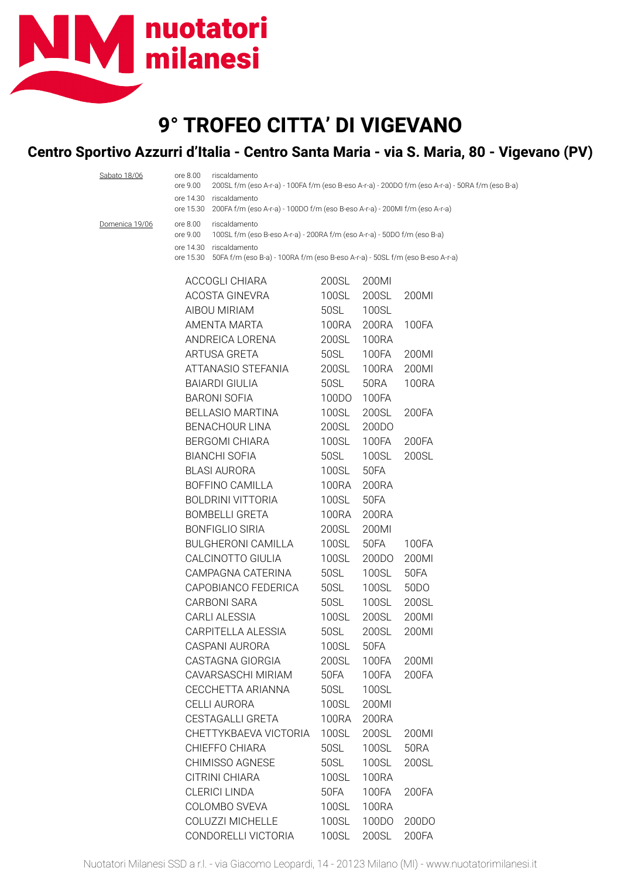nuotatori milanesi

# 9° TROFEO CITTA' DI VIGEVANO

## Centro Sportivo Azzurri d'Italia - Centro Santa Maria - via S. Maria, 80 - Vigevano (PV)

| | | |
|---|---|---|
| Sabato 18/06 | ore 8.00 | riscaldamento |
| | ore 9.00 | 200SL f/m (eso A-r-a) - 100FA f/m (eso B-eso A-r-a) - 200DO f/m (eso A-r-a) - 50RA f/m (eso B-a) |
| | ore 14.30 | riscaldamento |
| | ore 15.30 | 200FA f/m (eso A-r-a) - 100DO f/m (eso B-eso A-r-a) - 200MI f/m (eso A-r-a) |
| Domenica 19/06 | ore 8.00 | riscaldamento |
| | ore 9.00 | 100SL f/m (eso B-eso A-r-a) - 200RA f/m (eso A-r-a) - 50DO f/m (eso B-a) |
| | ore 14.30 | riscaldamento |
| | ore 15.30 | 50FA f/m (eso B-a) - 100RA f/m (eso B-eso A-r-a) - 50SL f/m (eso B-eso A-r-a) |

| | | | |
|---|---|---|---|
| ACCOGLI CHIARA | 200SL | 200MI | |
| ACOSTA GINEVRA | 100SL | 200SL | 200MI |
| AIBOU MIRIAM | 50SL | 100SL | |
| AMENTA MARTA | 100RA | 200RA | 100FA |
| ANDREICA LORENA | 200SL | 100RA | |
| ARTUSA GRETA | 50SL | 100FA | 200MI |
| ATTANASIO STEFANIA | 200SL | 100RA | 200MI |
| BAIARDI GIULIA | 50SL | 50RA | 100RA |
| BARONI SOFIA | 100DO | 100FA | |
| BELLASIO MARTINA | 100SL | 200SL | 200FA |
| BENACHOUR LINA | 200SL | 200DO | |
| BERGOMI CHIARA | 100SL | 100FA | 200FA |
| BIANCHI SOFIA | 50SL | 100SL | 200SL |
| BLASI AURORA | 100SL | 50FA | |
| BOFFINO CAMILLA | 100RA | 200RA | |
| BOLDRINI VITTORIA | 100SL | 50FA | |
| BOMBELLI GRETA | 100RA | 200RA | |
| BONFIGLIO SIRIA | 200SL | 200MI | |
| BULGHERONI CAMILLA | 100SL | 50FA | 100FA |
| CALCINOTTO GIULIA | 100SL | 200DO | 200MI |
| CAMPAGNA CATERINA | 50SL | 100SL | 50FA |
| CAPOBIANCO FEDERICA | 50SL | 100SL | 50DO |
| CARBONI SARA | 50SL | 100SL | 200SL |
| CARLI ALESSIA | 100SL | 200SL | 200MI |
| CARPITELLA ALESSIA | 50SL | 200SL | 200MI |
| CASPANI AURORA | 100SL | 50FA | |
| CASTAGNA GIORGIA | 200SL | 100FA | 200MI |
| CAVARSASCHI MIRIAM | 50FA | 100FA | 200FA |
| CECCHETTA ARIANNA | 50SL | 100SL | |
| CELLI AURORA | 100SL | 200MI | |
| CESTAGALLI GRETA | 100RA | 200RA | |
| CHETTYKBAEVA VICTORIA | 100SL | 200SL | 200MI |
| CHIEFFO CHIARA | 50SL | 100SL | 50RA |
| CHIMISSO AGNESE | 50SL | 100SL | 200SL |
| CITRINI CHIARA | 100SL | 100RA | |
| CLERICI LINDA | 50FA | 100FA | 200FA |
| COLOMBO SVEVA | 100SL | 100RA | |
| COLUZZI MICHELLE | 100SL | 100DO | 200DO |
| CONDORELLI VICTORIA | 100SL | 200SL | 200FA |

Nuotatori Milanesi SSD a r.l. - via Giacomo Leopardi, 14 - 20123 Milano (MI) - www.nuotatorimilanesi.it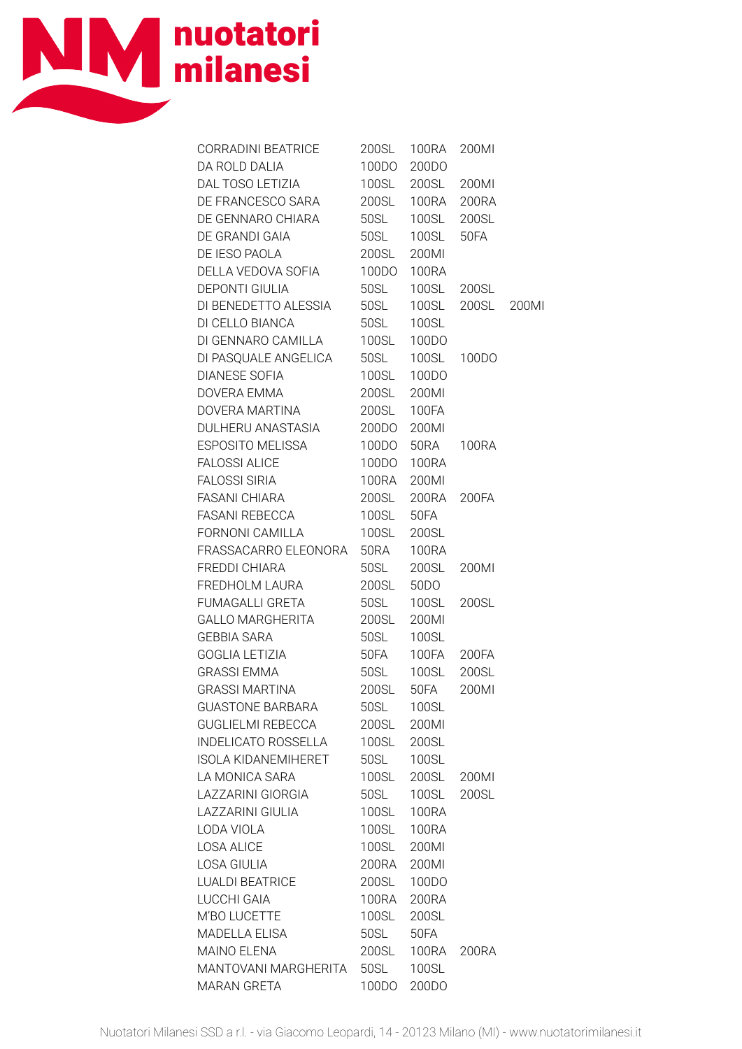| | | | | |
|---|---|---|---|---|
| CORRADINI BEATRICE | 200SL | 100RA | 200MI | |
| DA ROLD DALIA | 100DO | 200DO | | |
| DAL TOSO LETIZIA | 100SL | 200SL | 200MI | |
| DE FRANCESCO SARA | 200SL | 100RA | 200RA | |
| DE GENNARO CHIARA | 50SL | 100SL | 200SL | |
| DE GRANDI GAIA | 50SL | 100SL | 50FA | |
| DE IESO PAOLA | 200SL | 200MI | | |
| DELLA VEDOVA SOFIA | 100DO | 100RA | | |
| DEPONTI GIULIA | 50SL | 100SL | 200SL | |
| DI BENEDETTO ALESSIA | 50SL | 100SL | 200SL | 200MI |
| DI CELLO BIANCA | 50SL | 100SL | | |
| DI GENNARO CAMILLA | 100SL | 100DO | | |
| DI PASQUALE ANGELICA | 50SL | 100SL | 100DO | |
| DIANESE SOFIA | 100SL | 100DO | | |
| DOVERA EMMA | 200SL | 200MI | | |
| DOVERA MARTINA | 200SL | 100FA | | |
| DULHERU ANASTASIA | 200DO | 200MI | | |
| ESPOSITO MELISSA | 100DO | 50RA | 100RA | |
| FALOSSI ALICE | 100DO | 100RA | | |
| FALOSSI SIRIA | 100RA | 200MI | | |
| FASANI CHIARA | 200SL | 200RA | 200FA | |
| FASANI REBECCA | 100SL | 50FA | | |
| FORNONI CAMILLA | 100SL | 200SL | | |
| FRASSACARRO ELEONORA | 50RA | 100RA | | |
| FREDDI CHIARA | 50SL | 200SL | 200MI | |
| FREDHOLM LAURA | 200SL | 50DO | | |
| FUMAGALLI GRETA | 50SL | 100SL | 200SL | |
| GALLO MARGHERITA | 200SL | 200MI | | |
| GEBBIA SARA | 50SL | 100SL | | |
| GOGLIA LETIZIA | 50FA | 100FA | 200FA | |
| GRASSI EMMA | 50SL | 100SL | 200SL | |
| GRASSI MARTINA | 200SL | 50FA | 200MI | |
| GUASTONE BARBARA | 50SL | 100SL | | |
| GUGLIELMI REBECCA | 200SL | 200MI | | |
| INDELICATO ROSSELLA | 100SL | 200SL | | |
| ISOLA KIDANEMIHERET | 50SL | 100SL | | |
| LA MONICA SARA | 100SL | 200SL | 200MI | |
| LAZZARINI GIORGIA | 50SL | 100SL | 200SL | |
| LAZZARINI GIULIA | 100SL | 100RA | | |
| LODA VIOLA | 100SL | 100RA | | |
| LOSA ALICE | 100SL | 200MI | | |
| LOSA GIULIA | 200RA | 200MI | | |
| LUALDI BEATRICE | 200SL | 100DO | | |
| LUCCHI GAIA | 100RA | 200RA | | |
| M'BO LUCETTE | 100SL | 200SL | | |
| MADELLA ELISA | 50SL | 50FA | | |
| MAINO ELENA | 200SL | 100RA | 200RA | |
| MANTOVANI MARGHERITA | 50SL | 100SL | | |
| MARAN GRETA | 100DO | 200DO | | |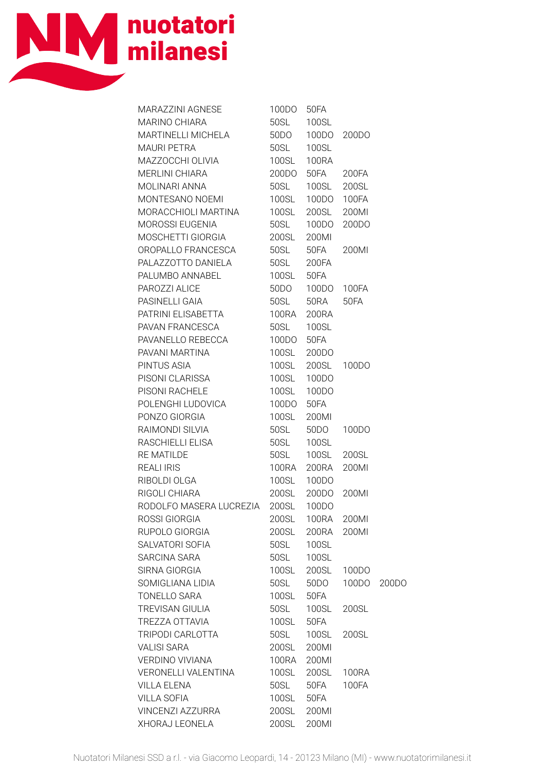| | | | | |
|---|---|---|---|---|
| MARAZZINI AGNESE | 100DO | 50FA | | |
| MARINO CHIARA | 50SL | 100SL | | |
| MARTINELLI MICHELA | 50DO | 100DO | 200DO | |
| MAURI PETRA | 50SL | 100SL | | |
| MAZZOCCHI OLIVIA | 100SL | 100RA | | |
| MERLINI CHIARA | 200DO | 50FA | 200FA | |
| MOLINARI ANNA | 50SL | 100SL | 200SL | |
| MONTESANO NOEMI | 100SL | 100DO | 100FA | |
| MORACCHIOLI MARTINA | 100SL | 200SL | 200MI | |
| MOROSSI EUGENIA | 50SL | 100DO | 200DO | |
| MOSCHETTI GIORGIA | 200SL | 200MI | | |
| OROPALLO FRANCESCA | 50SL | 50FA | 200MI | |
| PALAZZOTTO DANIELA | 50SL | 200FA | | |
| PALUMBO ANNABEL | 100SL | 50FA | | |
| PAROZZI ALICE | 50DO | 100DO | 100FA | |
| PASINELLI GAIA | 50SL | 50RA | 50FA | |
| PATRINI ELISABETTA | 100RA | 200RA | | |
| PAVAN FRANCESCA | 50SL | 100SL | | |
| PAVANELLO REBECCA | 100DO | 50FA | | |
| PAVANI MARTINA | 100SL | 200DO | | |
| PINTUS ASIA | 100SL | 200SL | 100DO | |
| PISONI CLARISSA | 100SL | 100DO | | |
| PISONI RACHELE | 100SL | 100DO | | |
| POLENGHI LUDOVICA | 100DO | 50FA | | |
| PONZO GIORGIA | 100SL | 200MI | | |
| RAIMONDI SILVIA | 50SL | 50DO | 100DO | |
| RASCHIELLI ELISA | 50SL | 100SL | | |
| RE MATILDE | 50SL | 100SL | 200SL | |
| REALI IRIS | 100RA | 200RA | 200MI | |
| RIBOLDI OLGA | 100SL | 100DO | | |
| RIGOLI CHIARA | 200SL | 200DO | 200MI | |
| RODOLFO MASERA LUCREZIA | 200SL | 100DO | | |
| ROSSI GIORGIA | 200SL | 100RA | 200MI | |
| RUPOLO GIORGIA | 200SL | 200RA | 200MI | |
| SALVATORI SOFIA | 50SL | 100SL | | |
| SARCINA SARA | 50SL | 100SL | | |
| SIRNA GIORGIA | 100SL | 200SL | 100DO | |
| SOMIGLIANA LIDIA | 50SL | 50DO | 100DO | 200DO |
| TONELLO SARA | 100SL | 50FA | | |
| TREVISAN GIULIA | 50SL | 100SL | 200SL | |
| TREZZA OTTAVIA | 100SL | 50FA | | |
| TRIPODI CARLOTTA | 50SL | 100SL | 200SL | |
| VALISI SARA | 200SL | 200MI | | |
| VERDINO VIVIANA | 100RA | 200MI | | |
| VERONELLI VALENTINA | 100SL | 200SL | 100RA | |
| VILLA ELENA | 50SL | 50FA | 100FA | |
| VILLA SOFIA | 100SL | 50FA | | |
| VINCENZI AZZURRA | 200SL | 200MI | | |
| XHORAJ LEONELA | 200SL | 200MI | | |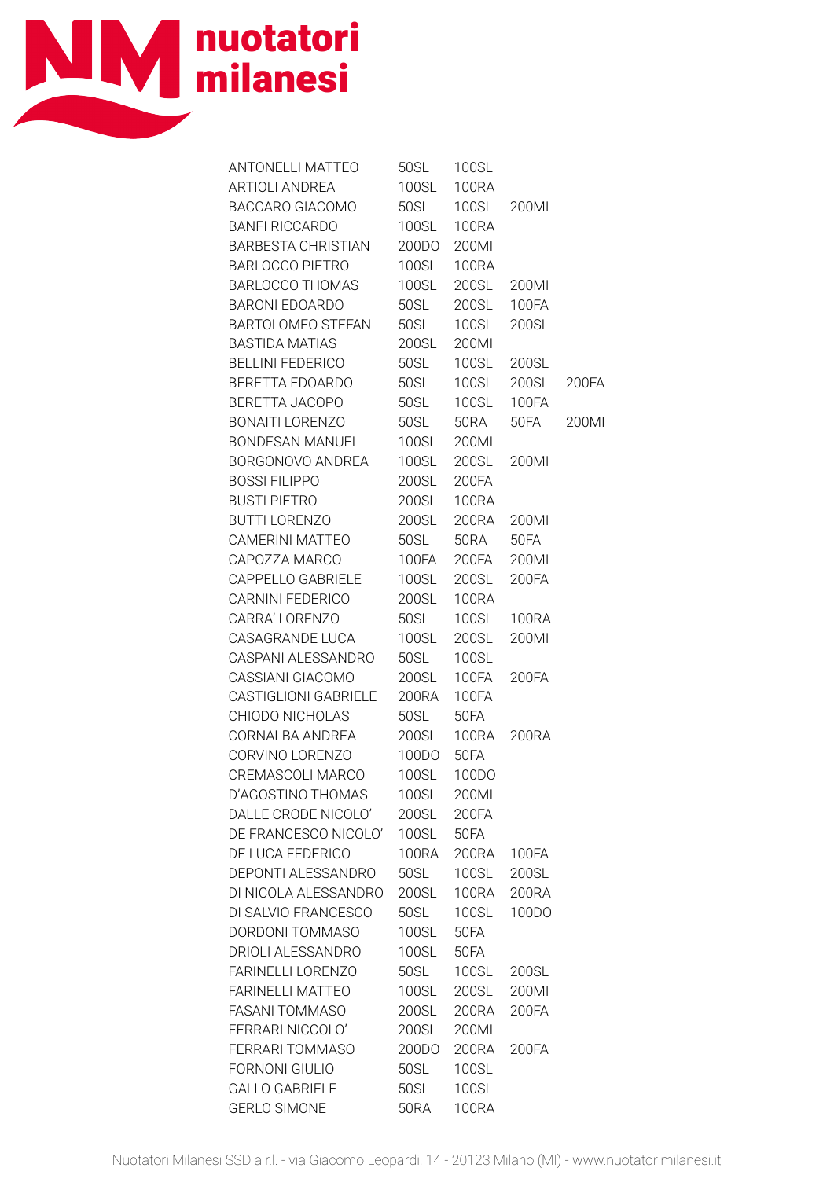| | | | | |
|---|---|---|---|---|
| ANTONELLI MATTEO | 50SL | 100SL | | |
| ARTIOLI ANDREA | 100SL | 100RA | | |
| BACCARO GIACOMO | 50SL | 100SL | 200MI | |
| BANFI RICCARDO | 100SL | 100RA | | |
| BARBESTA CHRISTIAN | 200DO | 200MI | | |
| BARLOCCO PIETRO | 100SL | 100RA | | |
| BARLOCCO THOMAS | 100SL | 200SL | 200MI | |
| BARONI EDOARDO | 50SL | 200SL | 100FA | |
| BARTOLOMEO STEFAN | 50SL | 100SL | 200SL | |
| BASTIDA MATIAS | 200SL | 200MI | | |
| BELLINI FEDERICO | 50SL | 100SL | 200SL | |
| BERETTA EDOARDO | 50SL | 100SL | 200SL | 200FA |
| BERETTA JACOPO | 50SL | 100SL | 100FA | |
| BONAITI LORENZO | 50SL | 50RA | 50FA | 200MI |
| BONDESAN MANUEL | 100SL | 200MI | | |
| BORGONOVO ANDREA | 100SL | 200SL | 200MI | |
| BOSSI FILIPPO | 200SL | 200FA | | |
| BUSTI PIETRO | 200SL | 100RA | | |
| BUTTI LORENZO | 200SL | 200RA | 200MI | |
| CAMERINI MATTEO | 50SL | 50RA | 50FA | |
| CAPOZZA MARCO | 100FA | 200FA | 200MI | |
| CAPPELLO GABRIELE | 100SL | 200SL | 200FA | |
| CARNINI FEDERICO | 200SL | 100RA | | |
| CARRA' LORENZO | 50SL | 100SL | 100RA | |
| CASAGRANDE LUCA | 100SL | 200SL | 200MI | |
| CASPANI ALESSANDRO | 50SL | 100SL | | |
| CASSIANI GIACOMO | 200SL | 100FA | 200FA | |
| CASTIGLIONI GABRIELE | 200RA | 100FA | | |
| CHIODO NICHOLAS | 50SL | 50FA | | |
| CORNALBA ANDREA | 200SL | 100RA | 200RA | |
| CORVINO LORENZO | 100DO | 50FA | | |
| CREMASCOLI MARCO | 100SL | 100DO | | |
| D'AGOSTINO THOMAS | 100SL | 200MI | | |
| DALLE CRODE NICOLO' | 200SL | 200FA | | |
| DE FRANCESCO NICOLO' | 100SL | 50FA | | |
| DE LUCA FEDERICO | 100RA | 200RA | 100FA | |
| DEPONTI ALESSANDRO | 50SL | 100SL | 200SL | |
| DI NICOLA ALESSANDRO | 200SL | 100RA | 200RA | |
| DI SALVIO FRANCESCO | 50SL | 100SL | 100DO | |
| DORDONI TOMMASO | 100SL | 50FA | | |
| DRIOLI ALESSANDRO | 100SL | 50FA | | |
| FARINELLI LORENZO | 50SL | 100SL | 200SL | |
| FARINELLI MATTEO | 100SL | 200SL | 200MI | |
| FASANI TOMMASO | 200SL | 200RA | 200FA | |
| FERRARI NICCOLO' | 200SL | 200MI | | |
| FERRARI TOMMASO | 200DO | 200RA | 200FA | |
| FORNONI GIULIO | 50SL | 100SL | | |
| GALLO GABRIELE | 50SL | 100SL | | |
| GERLO SIMONE | 50RA | 100RA | | |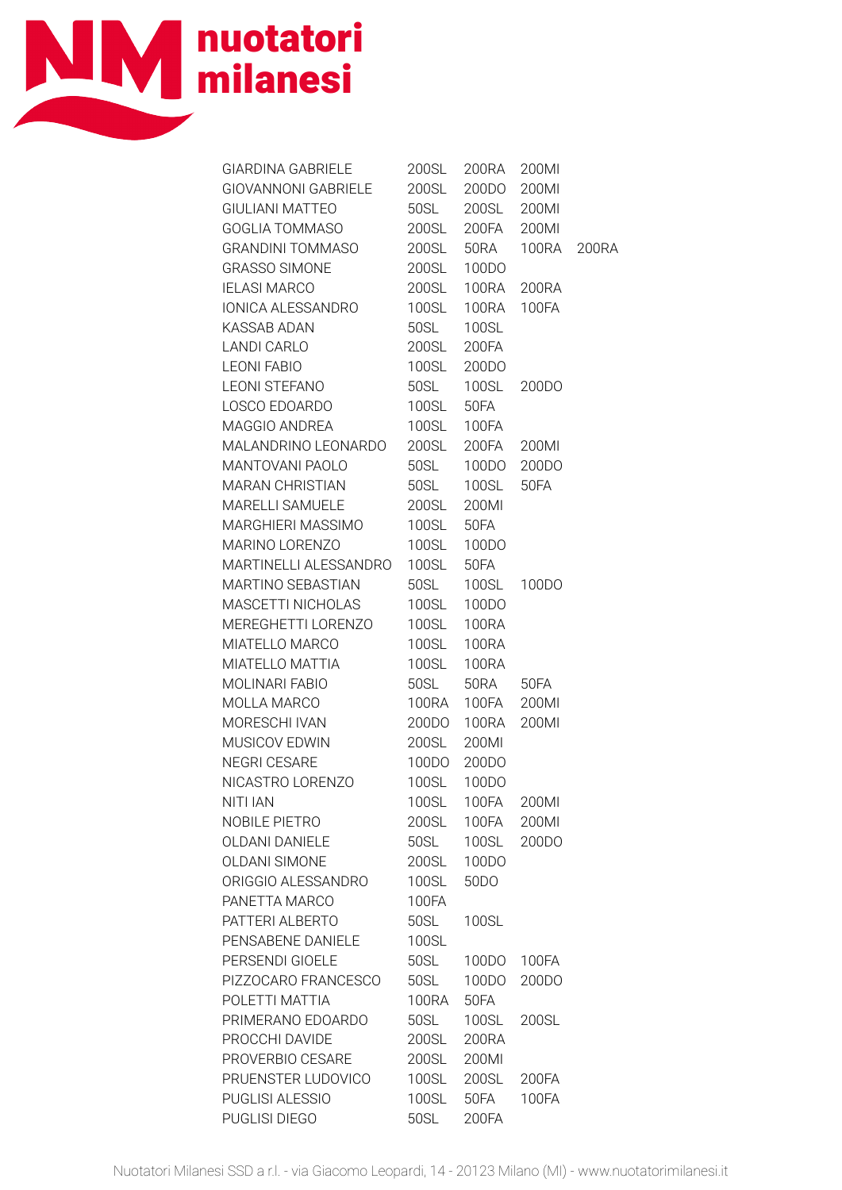| | | | | |
|---|---|---|---|---|
| GIARDINA GABRIELE | 200SL | 200RA | 200MI | |
| GIOVANNONI GABRIELE | 200SL | 200DO | 200MI | |
| GIULIANI MATTEO | 50SL | 200SL | 200MI | |
| GOGLIA TOMMASO | 200SL | 200FA | 200MI | |
| GRANDINI TOMMASO | 200SL | 50RA | 100RA | 200RA |
| GRASSO SIMONE | 200SL | 100DO | | |
| IELASI MARCO | 200SL | 100RA | 200RA | |
| IONICA ALESSANDRO | 100SL | 100RA | 100FA | |
| KASSAB ADAN | 50SL | 100SL | | |
| LANDI CARLO | 200SL | 200FA | | |
| LEONI FABIO | 100SL | 200DO | | |
| LEONI STEFANO | 50SL | 100SL | 200DO | |
| LOSCO EDOARDO | 100SL | 50FA | | |
| MAGGIO ANDREA | 100SL | 100FA | | |
| MALANDRINO LEONARDO | 200SL | 200FA | 200MI | |
| MANTOVANI PAOLO | 50SL | 100DO | 200DO | |
| MARAN CHRISTIAN | 50SL | 100SL | 50FA | |
| MARELLI SAMUELE | 200SL | 200MI | | |
| MARGHIERI MASSIMO | 100SL | 50FA | | |
| MARINO LORENZO | 100SL | 100DO | | |
| MARTINELLI ALESSANDRO | 100SL | 50FA | | |
| MARTINO SEBASTIAN | 50SL | 100SL | 100DO | |
| MASCETTI NICHOLAS | 100SL | 100DO | | |
| MEREGHETTI LORENZO | 100SL | 100RA | | |
| MIATELLO MARCO | 100SL | 100RA | | |
| MIATELLO MATTIA | 100SL | 100RA | | |
| MOLINARI FABIO | 50SL | 50RA | 50FA | |
| MOLLA MARCO | 100RA | 100FA | 200MI | |
| MORESCHI IVAN | 200DO | 100RA | 200MI | |
| MUSICOV EDWIN | 200SL | 200MI | | |
| NEGRI CESARE | 100DO | 200DO | | |
| NICASTRO LORENZO | 100SL | 100DO | | |
| NITI IAN | 100SL | 100FA | 200MI | |
| NOBILE PIETRO | 200SL | 100FA | 200MI | |
| OLDANI DANIELE | 50SL | 100SL | 200DO | |
| OLDANI SIMONE | 200SL | 100DO | | |
| ORIGGIO ALESSANDRO | 100SL | 50DO | | |
| PANETTA MARCO | 100FA | | | |
| PATTERI ALBERTO | 50SL | 100SL | | |
| PENSABENE DANIELE | 100SL | | | |
| PERSENDI GIOELE | 50SL | 100DO | 100FA | |
| PIZZOCARO FRANCESCO | 50SL | 100DO | 200DO | |
| POLETTI MATTIA | 100RA | 50FA | | |
| PRIMERANO EDOARDO | 50SL | 100SL | 200SL | |
| PROCCHI DAVIDE | 200SL | 200RA | | |
| PROVERBIO CESARE | 200SL | 200MI | | |
| PRUENSTER LUDOVICO | 100SL | 200SL | 200FA | |
| PUGLISI ALESSIO | 100SL | 50FA | 100FA | |
| PUGLISI DIEGO | 50SL | 200FA | | |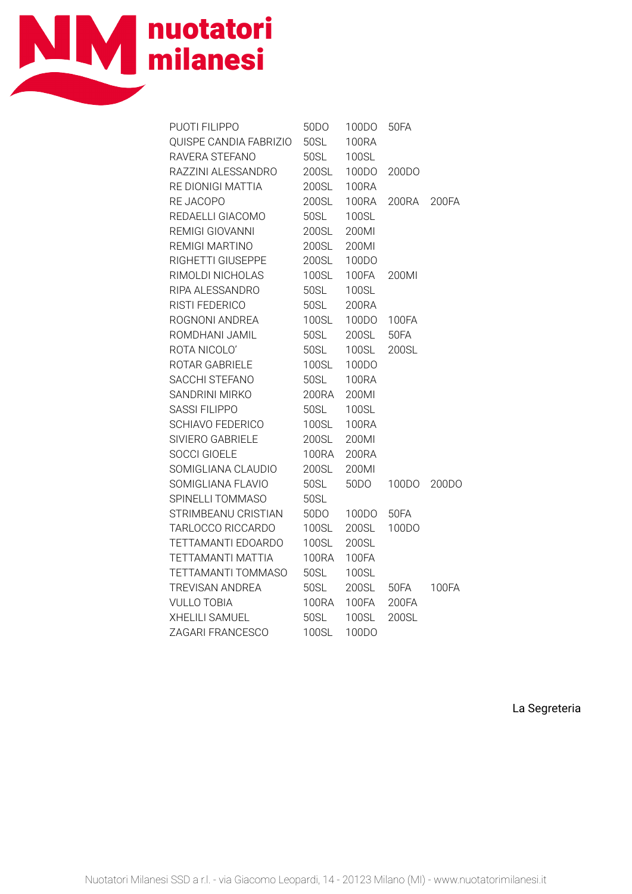| | | | | |
|---|---|---|---|---|
| PUOTI FILIPPO | 50DO | 100DO | 50FA | |
| QUISPE CANDIA FABRIZIO | 50SL | 100RA | | |
| RAVERA STEFANO | 50SL | 100SL | | |
| RAZZINI ALESSANDRO | 200SL | 100DO | 200DO | |
| RE DIONIGI MATTIA | 200SL | 100RA | | |
| RE JACOPO | 200SL | 100RA | 200RA | 200FA |
| REDAELLI GIACOMO | 50SL | 100SL | | |
| REMIGI GIOVANNI | 200SL | 200MI | | |
| REMIGI MARTINO | 200SL | 200MI | | |
| RIGHETTI GIUSEPPE | 200SL | 100DO | | |
| RIMOLDI NICHOLAS | 100SL | 100FA | 200MI | |
| RIPA ALESSANDRO | 50SL | 100SL | | |
| RISTI FEDERICO | 50SL | 200RA | | |
| ROGNONI ANDREA | 100SL | 100DO | 100FA | |
| ROMDHANI JAMIL | 50SL | 200SL | 50FA | |
| ROTA NICOLO' | 50SL | 100SL | 200SL | |
| ROTAR GABRIELE | 100SL | 100DO | | |
| SACCHI STEFANO | 50SL | 100RA | | |
| SANDRINI MIRKO | 200RA | 200MI | | |
| SASSI FILIPPO | 50SL | 100SL | | |
| SCHIAVO FEDERICO | 100SL | 100RA | | |
| SIVIERO GABRIELE | 200SL | 200MI | | |
| SOCCI GIOELE | 100RA | 200RA | | |
| SOMIGLIANA CLAUDIO | 200SL | 200MI | | |
| SOMIGLIANA FLAVIO | 50SL | 50DO | 100DO | 200DO |
| SPINELLI TOMMASO | 50SL | | | |
| STRIMBEANU CRISTIAN | 50DO | 100DO | 50FA | |
| TARLOCCO RICCARDO | 100SL | 200SL | 100DO | |
| TETTAMANTI EDOARDO | 100SL | 200SL | | |
| TETTAMANTI MATTIA | 100RA | 100FA | | |
| TETTAMANTI TOMMASO | 50SL | 100SL | | |
| TREVISAN ANDREA | 50SL | 200SL | 50FA | 100FA |
| VULLO TOBIA | 100RA | 100FA | 200FA | |
| XHELILI SAMUEL | 50SL | 100SL | 200SL | |
| ZAGARI FRANCESCO | 100SL | 100DO | | |

La Segreteria